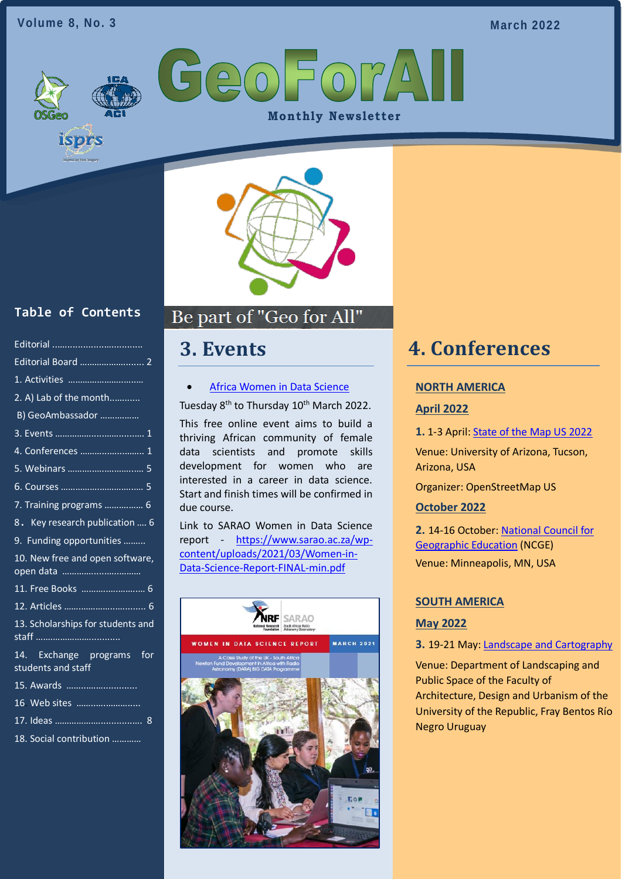# GeoForAll

## Monthly Newsletter

Volume 8, No. 3 — March 2022

Be part of "Geo for All"

## Table of Contents

- Editorial ..................................
- Editorial Board ......................... 2
- 1. Activities ..............................
- 2. A) Lab of the month...........
- B) GeoAmbassador ...............
- 3. Events ................................... 1
- 4. Conferences .......................... 1
- 5. Webinars .............................. 5
- 6. Courses ................................. 5
- 7. Training programs ................ 6
- 8. Key research publication .... 6
- 9. Funding opportunities .........
- 10. New free and open software, open data ..............................
- 11. Free Books ......................... 6
- 12. Articles ................................ 6
- 13. Scholarships for students and staff .................................
- 14. Exchange programs for students and staff
- 15. Awards ...........................
- 16 Web sites .........................
- 17. Ideas .................................. 8
- 18. Social contribution ...........

## 3. Events

- [Africa Women in Data Science](https://www.sarao.ac.za/wp-content/uploads/2021/03/Women-in-Data-Science-Report-FINAL-min.pdf)

Tuesday 8th to Thursday 10th March 2022.

This free online event aims to build a thriving African community of female data scientists and promote skills development for women who are interested in a career in data science. Start and finish times will be confirmed in due course.

Link to SARAO Women in Data Science report - https://www.sarao.ac.za/wp-content/uploads/2021/03/Women-in-Data-Science-Report-FINAL-min.pdf

## 4. Conferences

### NORTH AMERICA

#### April 2022

**1.** 1-3 April: State of the Map US 2022

Venue: University of Arizona, Tucson, Arizona, USA

Organizer: OpenStreetMap US

#### October 2022

**2.** 14-16 October: National Council for Geographic Education (NCGE)

Venue: Minneapolis, MN, USA

### SOUTH AMERICA

#### May 2022

**3.** 19-21 May: Landscape and Cartography

Venue: Department of Landscaping and Public Space of the Faculty of Architecture, Design and Urbanism of the University of the Republic, Fray Bentos Río Negro Uruguay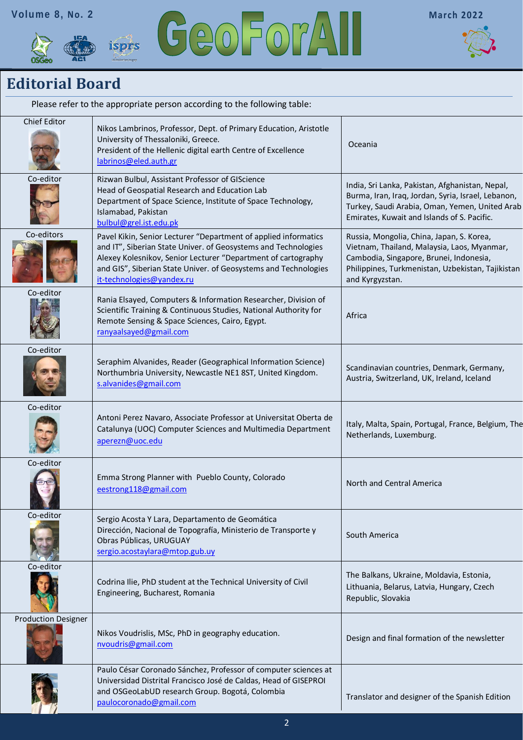# Editorial Board

Please refer to the appropriate person according to the following table:

| Role | Details | Area |
|---|---|---|
| Chief Editor | Nikos Lambrinos, Professor, Dept. of Primary Education, Aristotle University of Thessaloniki, Greece. President of the Hellenic digital earth Centre of Excellence labrinos@eled.auth.gr | Oceania |
| Co-editor | Rizwan Bulbul, Assistant Professor of GIScience Head of Geospatial Research and Education Lab Department of Space Science, Institute of Space Technology, Islamabad, Pakistan bulbul@grel.ist.edu.pk | India, Sri Lanka, Pakistan, Afghanistan, Nepal, Burma, Iran, Iraq, Jordan, Syria, Israel, Lebanon, Turkey, Saudi Arabia, Oman, Yemen, United Arab Emirates, Kuwait and Islands of S. Pacific. |
| Co-editors | Pavel Kikin, Senior Lecturer "Department of applied informatics and IT", Siberian State Univer. of Geosystems and Technologies Alexey Kolesnikov, Senior Lecturer "Department of cartography and GIS", Siberian State Univer. of Geosystems and Technologies it-technologies@yandex.ru | Russia, Mongolia, China, Japan, S. Korea, Vietnam, Thailand, Malaysia, Laos, Myanmar, Cambodia, Singapore, Brunei, Indonesia, Philippines, Turkmenistan, Uzbekistan, Tajikistan and Kyrgyzstan. |
| Co-editor | Rania Elsayed, Computers & Information Researcher, Division of Scientific Training & Continuous Studies, National Authority for Remote Sensing & Space Sciences, Cairo, Egypt. ranyaalsayed@gmail.com | Africa |
| Co-editor | Seraphim Alvanides, Reader (Geographical Information Science) Northumbria University, Newcastle NE1 8ST, United Kingdom. s.alvanides@gmail.com | Scandinavian countries, Denmark, Germany, Austria, Switzerland, UK, Ireland, Iceland |
| Co-editor | Antoni Perez Navaro, Associate Professor at Universitat Oberta de Catalunya (UOC) Computer Sciences and Multimedia Department aperezn@uoc.edu | Italy, Malta, Spain, Portugal, France, Belgium, The Netherlands, Luxemburg. |
| Co-editor | Emma Strong Planner with Pueblo County, Colorado eestrong118@gmail.com | North and Central America |
| Co-editor | Sergio Acosta Y Lara, Departamento de Geomática Dirección, Nacional de Topografía, Ministerio de Transporte y Obras Públicas, URUGUAY sergio.acostaylara@mtop.gub.uy | South America |
| Co-editor | Codrina Ilie, PhD student at the Technical University of Civil Engineering, Bucharest, Romania | The Balkans, Ukraine, Moldavia, Estonia, Lithuania, Belarus, Latvia, Hungary, Czech Republic, Slovakia |
| Production Designer | Nikos Voudrislis, MSc, PhD in geography education. nvoudris@gmail.com | Design and final formation of the newsletter |
| | Paulo César Coronado Sánchez, Professor of computer sciences at Universidad Distrital Francisco José de Caldas, Head of GISEPROI and OSGeoLabUD research Group. Bogotá, Colombia paulocoronado@gmail.com | Translator and designer of the Spanish Edition |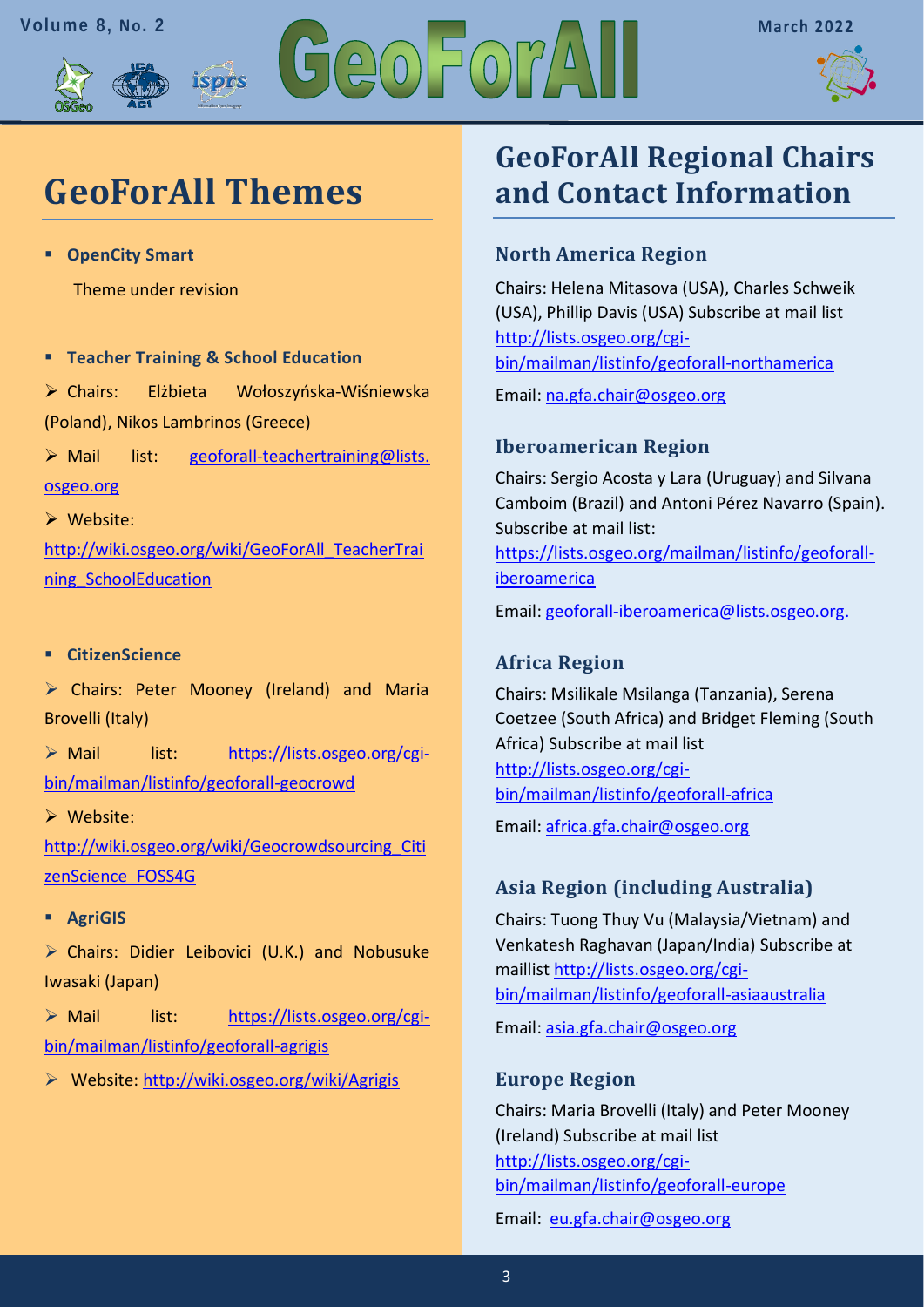# GeoForAll Themes

- **OpenCity Smart**

  Theme under revision

- **Teacher Training & School Education**

  - Chairs: Elżbieta Wołoszyńska-Wiśniewska (Poland), Nikos Lambrinos (Greece)
  - Mail list: geoforall-teachertraining@lists.osgeo.org
  - Website: http://wiki.osgeo.org/wiki/GeoForAll_TeacherTraining_SchoolEducation

- **CitizenScience**

  - Chairs: Peter Mooney (Ireland) and Maria Brovelli (Italy)
  - Mail list: https://lists.osgeo.org/cgi-bin/mailman/listinfo/geoforall-geocrowd
  - Website: http://wiki.osgeo.org/wiki/Geocrowdsourcing_CitizenScience_FOSS4G

- **AgriGIS**

  - Chairs: Didier Leibovici (U.K.) and Nobusuke Iwasaki (Japan)
  - Mail list: https://lists.osgeo.org/cgi-bin/mailman/listinfo/geoforall-agrigis
  - Website: http://wiki.osgeo.org/wiki/Agrigis

# GeoForAll Regional Chairs and Contact Information

## North America Region

Chairs: Helena Mitasova (USA), Charles Schweik (USA), Phillip Davis (USA) Subscribe at mail list http://lists.osgeo.org/cgi-bin/mailman/listinfo/geoforall-northamerica

Email: na.gfa.chair@osgeo.org

## Iberoamerican Region

Chairs: Sergio Acosta y Lara (Uruguay) and Silvana Camboim (Brazil) and Antoni Pérez Navarro (Spain). Subscribe at mail list: https://lists.osgeo.org/mailman/listinfo/geoforall-iberoamerica

Email: geoforall-iberoamerica@lists.osgeo.org.

## Africa Region

Chairs: Msilikale Msilanga (Tanzania), Serena Coetzee (South Africa) and Bridget Fleming (South Africa) Subscribe at mail list http://lists.osgeo.org/cgi-bin/mailman/listinfo/geoforall-africa

Email: africa.gfa.chair@osgeo.org

## Asia Region (including Australia)

Chairs: Tuong Thuy Vu (Malaysia/Vietnam) and Venkatesh Raghavan (Japan/India) Subscribe at maillist http://lists.osgeo.org/cgi-bin/mailman/listinfo/geoforall-asiaaustralia

Email: asia.gfa.chair@osgeo.org

## Europe Region

Chairs: Maria Brovelli (Italy) and Peter Mooney (Ireland) Subscribe at mail list http://lists.osgeo.org/cgi-bin/mailman/listinfo/geoforall-europe

Email: eu.gfa.chair@osgeo.org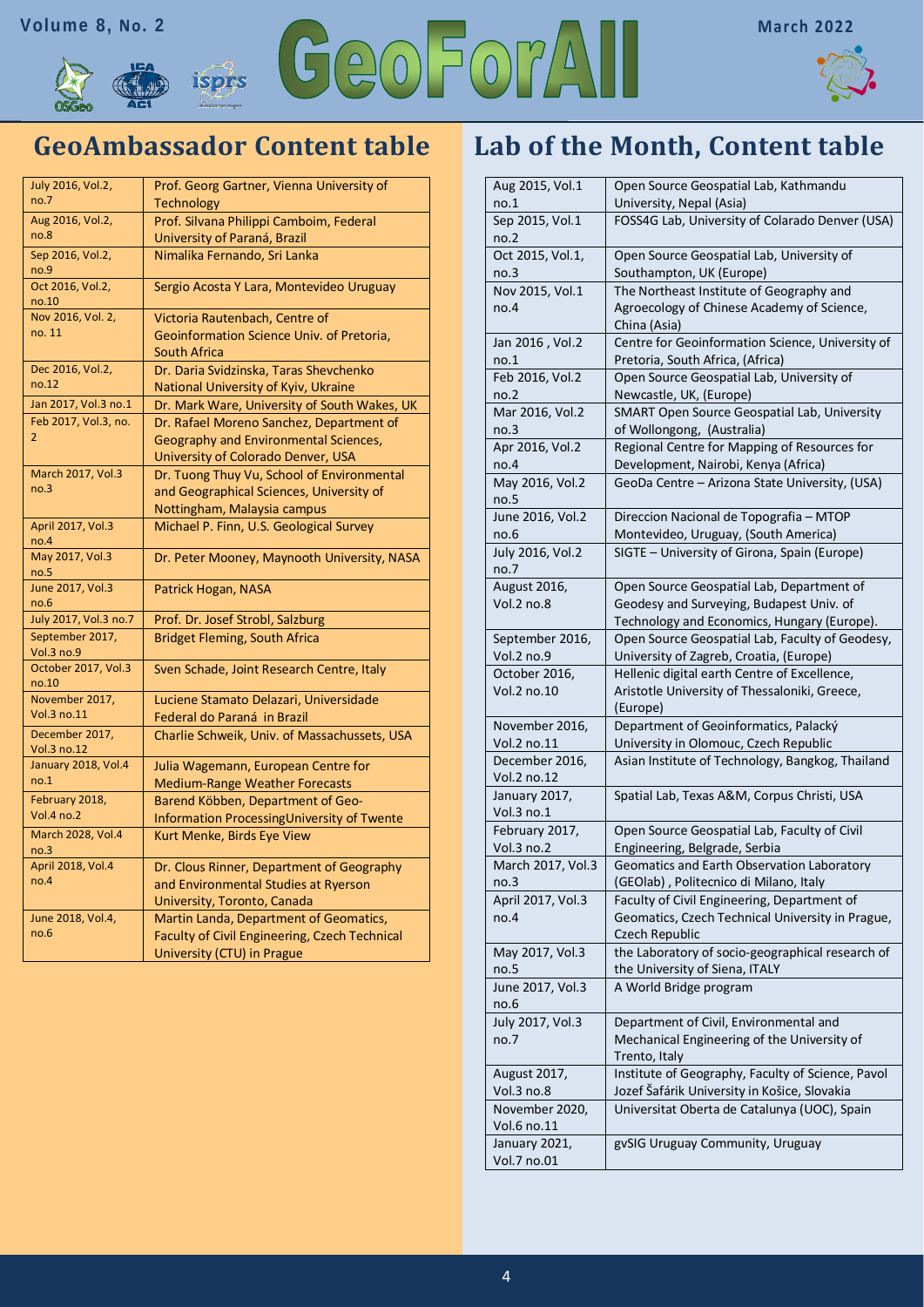## GeoAmbassador Content table

| | |
|---|---|
| July 2016, Vol.2, no.7 | Prof. Georg Gartner, Vienna University of Technology |
| Aug 2016, Vol.2, no.8 | Prof. Silvana Philippi Camboim, Federal University of Paraná, Brazil |
| Sep 2016, Vol.2, no.9 | Nimalika Fernando, Sri Lanka |
| Oct 2016, Vol.2, no.10 | Sergio Acosta Y Lara, Montevideo Uruguay |
| Nov 2016, Vol. 2, no. 11 | Victoria Rautenbach, Centre of Geoinformation Science Univ. of Pretoria, South Africa |
| Dec 2016, Vol.2, no.12 | Dr. Daria Svidzinska, Taras Shevchenko National University of Kyiv, Ukraine |
| Jan 2017, Vol.3 no.1 | Dr. Mark Ware, University of South Wakes, UK |
| Feb 2017, Vol.3, no. 2 | Dr. Rafael Moreno Sanchez, Department of Geography and Environmental Sciences, University of Colorado Denver, USA |
| March 2017, Vol.3 no.3 | Dr. Tuong Thuy Vu, School of Environmental and Geographical Sciences, University of Nottingham, Malaysia campus |
| April 2017, Vol.3 no.4 | Michael P. Finn, U.S. Geological Survey |
| May 2017, Vol.3 no.5 | Dr. Peter Mooney, Maynooth University, NASA |
| June 2017, Vol.3 no.6 | Patrick Hogan, NASA |
| July 2017, Vol.3 no.7 | Prof. Dr. Josef Strobl, Salzburg |
| September 2017, Vol.3 no.9 | Bridget Fleming, South Africa |
| October 2017, Vol.3 no.10 | Sven Schade, Joint Research Centre, Italy |
| November 2017, Vol.3 no.11 | Luciene Stamato Delazari, Universidade Federal do Paraná in Brazil |
| December 2017, Vol.3 no.12 | Charlie Schweik, Univ. of Massachussets, USA |
| January 2018, Vol.4 no.1 | Julia Wagemann, European Centre for Medium-Range Weather Forecasts |
| February 2018, Vol.4 no.2 | Barend Köbben, Department of Geo-Information ProcessingUniversity of Twente |
| March 2028, Vol.4 no.3 | Kurt Menke, Birds Eye View |
| April 2018, Vol.4 no.4 | Dr. Clous Rinner, Department of Geography and Environmental Studies at Ryerson University, Toronto, Canada |
| June 2018, Vol.4, no.6 | Martin Landa, Department of Geomatics, Faculty of Civil Engineering, Czech Technical University (CTU) in Prague |

## Lab of the Month, Content table

| | |
|---|---|
| Aug 2015, Vol.1 no.1 | Open Source Geospatial Lab, Kathmandu University, Nepal (Asia) |
| Sep 2015, Vol.1 no.2 | FOSS4G Lab, University of Colarado Denver (USA) |
| Oct 2015, Vol.1, no.3 | Open Source Geospatial Lab, University of Southampton, UK (Europe) |
| Nov 2015, Vol.1 no.4 | The Northeast Institute of Geography and Agroecology of Chinese Academy of Science, China (Asia) |
| Jan 2016 , Vol.2 no.1 | Centre for Geoinformation Science, University of Pretoria, South Africa, (Africa) |
| Feb 2016, Vol.2 no.2 | Open Source Geospatial Lab, University of Newcastle, UK, (Europe) |
| Mar 2016, Vol.2 no.3 | SMART Open Source Geospatial Lab, University of Wollongong, (Australia) |
| Apr 2016, Vol.2 no.4 | Regional Centre for Mapping of Resources for Development, Nairobi, Kenya (Africa) |
| May 2016, Vol.2 no.5 | GeoDa Centre – Arizona State University, (USA) |
| June 2016, Vol.2 no.6 | Direccion Nacional de Topografia – MTOP Montevideo, Uruguay, (South America) |
| July 2016, Vol.2 no.7 | SIGTE – University of Girona, Spain (Europe) |
| August 2016, Vol.2 no.8 | Open Source Geospatial Lab, Department of Geodesy and Surveying, Budapest Univ. of Technology and Economics, Hungary (Europe). |
| September 2016, Vol.2 no.9 | Open Source Geospatial Lab, Faculty of Geodesy, University of Zagreb, Croatia, (Europe) |
| October 2016, Vol.2 no.10 | Hellenic digital earth Centre of Excellence, Aristotle University of Thessaloniki, Greece, (Europe) |
| November 2016, Vol.2 no.11 | Department of Geoinformatics, Palacký University in Olomouc, Czech Republic |
| December 2016, Vol.2 no.12 | Asian Institute of Technology, Bangkog, Thailand |
| January 2017, Vol.3 no.1 | Spatial Lab, Texas A&M, Corpus Christi, USA |
| February 2017, Vol.3 no.2 | Open Source Geospatial Lab, Faculty of Civil Engineering, Belgrade, Serbia |
| March 2017, Vol.3 no.3 | Geomatics and Earth Observation Laboratory (GEOlab) , Politecnico di Milano, Italy |
| April 2017, Vol.3 no.4 | Faculty of Civil Engineering, Department of Geomatics, Czech Technical University in Prague, Czech Republic |
| May 2017, Vol.3 no.5 | the Laboratory of socio-geographical research of the University of Siena, ITALY |
| June 2017, Vol.3 no.6 | A World Bridge program |
| July 2017, Vol.3 no.7 | Department of Civil, Environmental and Mechanical Engineering of the University of Trento, Italy |
| August 2017, Vol.3 no.8 | Institute of Geography, Faculty of Science, Pavol Jozef Šafárik University in Košice, Slovakia |
| November 2020, Vol.6 no.11 | Universitat Oberta de Catalunya (UOC), Spain |
| January 2021, Vol.7 no.01 | gvSIG Uruguay Community, Uruguay |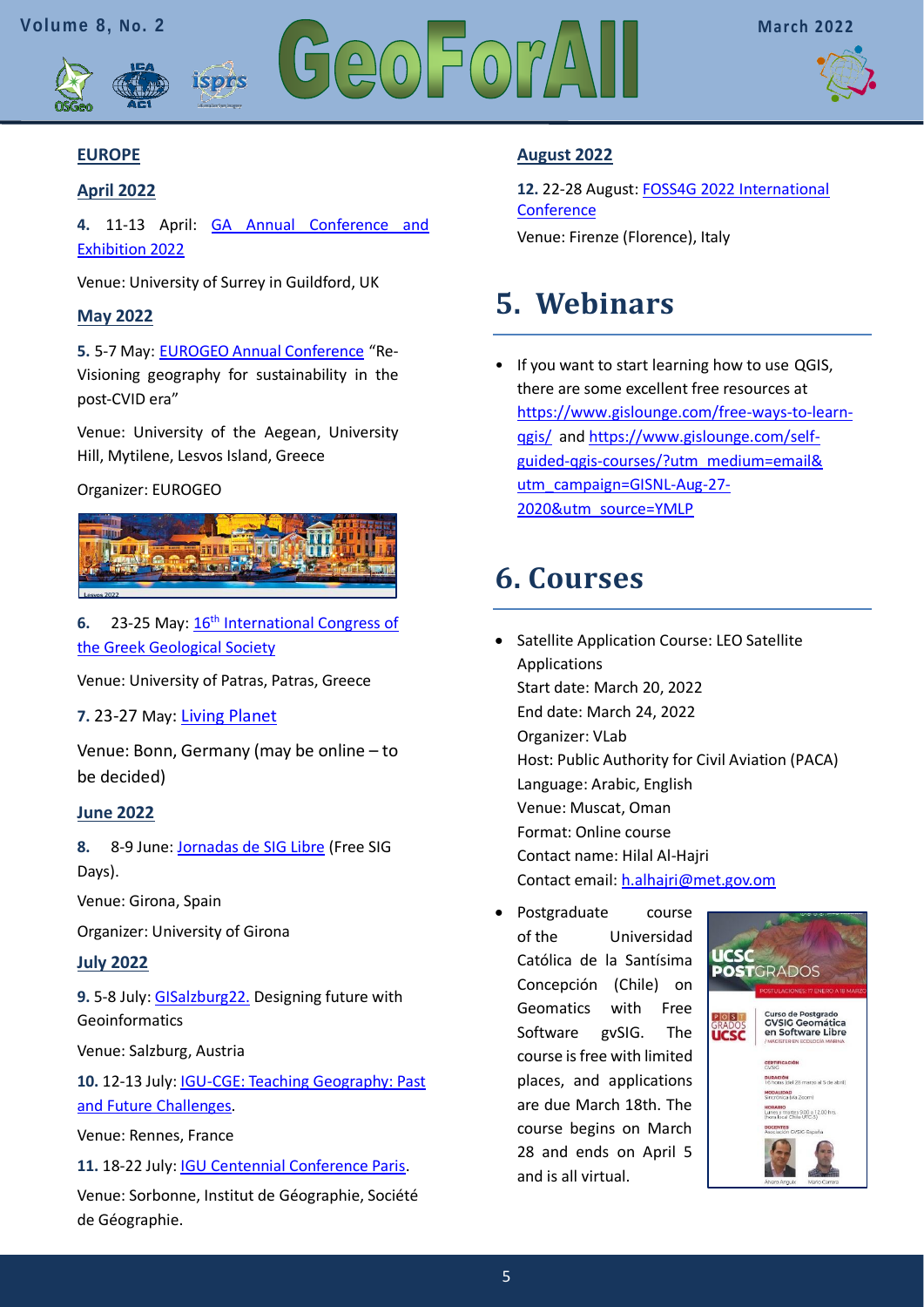### EUROPE

### April 2022

**4.** 11-13 April: GA Annual Conference and Exhibition 2022

Venue: University of Surrey in Guildford, UK

### May 2022

**5.** 5-7 May: EUROGEO Annual Conference "Re-Visioning geography for sustainability in the post-CVID era"

Venue: University of the Aegean, University Hill, Mytilene, Lesvos Island, Greece

Organizer: EUROGEO

**6.** 23-25 May: 16th International Congress of the Greek Geological Society

Venue: University of Patras, Patras, Greece

**7.** 23-27 May: Living Planet

Venue: Bonn, Germany (may be online – to be decided)

### June 2022

**8.** 8-9 June: Jornadas de SIG Libre (Free SIG Days).

Venue: Girona, Spain

Organizer: University of Girona

### July 2022

**9.** 5-8 July: GISalzburg22. Designing future with Geoinformatics

Venue: Salzburg, Austria

**10.** 12-13 July: IGU-CGE: Teaching Geography: Past and Future Challenges.

Venue: Rennes, France

**11.** 18-22 July: IGU Centennial Conference Paris.

Venue: Sorbonne, Institut de Géographie, Société de Géographie.

### August 2022

**12.** 22-28 August: FOSS4G 2022 International Conference

Venue: Firenze (Florence), Italy

# 5. Webinars

- If you want to start learning how to use QGIS, there are some excellent free resources at https://www.gislounge.com/free-ways-to-learn-qgis/ and https://www.gislounge.com/self-guided-qgis-courses/?utm_medium=email&utm_campaign=GISNL-Aug-27-2020&utm_source=YMLP

# 6. Courses

- Satellite Application Course: LEO Satellite Applications
  Start date: March 20, 2022
  End date: March 24, 2022
  Organizer: VLab
  Host: Public Authority for Civil Aviation (PACA)
  Language: Arabic, English
  Venue: Muscat, Oman
  Format: Online course
  Contact name: Hilal Al-Hajri
  Contact email: h.alhajri@met.gov.om
- Postgraduate course of the Universidad Católica de la Santísima Concepción (Chile) on Geomatics with Free Software gvSIG. The course is free with limited places, and applications are due March 18th. The course begins on March 28 and ends on April 5 and is all virtual.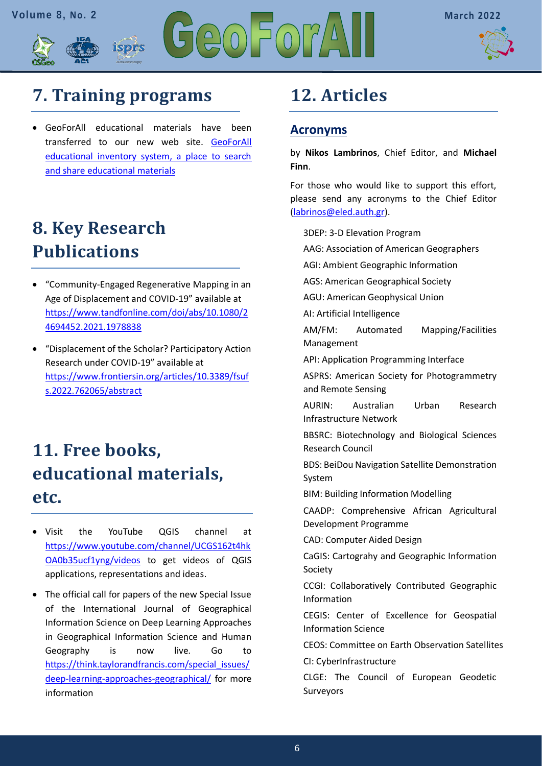# 7. Training programs

- GeoForAll educational materials have been transferred to our new web site. [GeoForAll educational inventory system, a place to search and share educational materials]

# 8. Key Research Publications

- "Community-Engaged Regenerative Mapping in an Age of Displacement and COVID-19" available at https://www.tandfonline.com/doi/abs/10.1080/24694452.2021.1978838
- "Displacement of the Scholar? Participatory Action Research under COVID-19" available at https://www.frontiersin.org/articles/10.3389/fsufs.2022.762065/abstract

# 11. Free books, educational materials, etc.

- Visit the YouTube QGIS channel at https://www.youtube.com/channel/UCGS162t4hkOA0b35ucf1yng/videos to get videos of QGIS applications, representations and ideas.
- The official call for papers of the new Special Issue of the International Journal of Geographical Information Science on Deep Learning Approaches in Geographical Information Science and Human Geography is now live. Go to https://think.taylorandfrancis.com/special_issues/deep-learning-approaches-geographical/ for more information

# 12. Articles

## Acronyms

by **Nikos Lambrinos**, Chief Editor, and **Michael Finn**.

For those who would like to support this effort, please send any acronyms to the Chief Editor (labrinos@eled.auth.gr).

3DEP: 3-D Elevation Program

AAG: Association of American Geographers

AGI: Ambient Geographic Information

AGS: American Geographical Society

AGU: American Geophysical Union

AI: Artificial Intelligence

AM/FM: Automated Mapping/Facilities Management

API: Application Programming Interface

ASPRS: American Society for Photogrammetry and Remote Sensing

AURIN: Australian Urban Research Infrastructure Network

BBSRC: Biotechnology and Biological Sciences Research Council

BDS: BeiDou Navigation Satellite Demonstration System

BIM: Building Information Modelling

CAADP: Comprehensive African Agricultural Development Programme

CAD: Computer Aided Design

CaGIS: Cartograhy and Geographic Information Society

CCGI: Collaboratively Contributed Geographic Information

CEGIS: Center of Excellence for Geospatial Information Science

CEOS: Committee on Earth Observation Satellites

CI: CyberInfrastructure

CLGE: The Council of European Geodetic Surveyors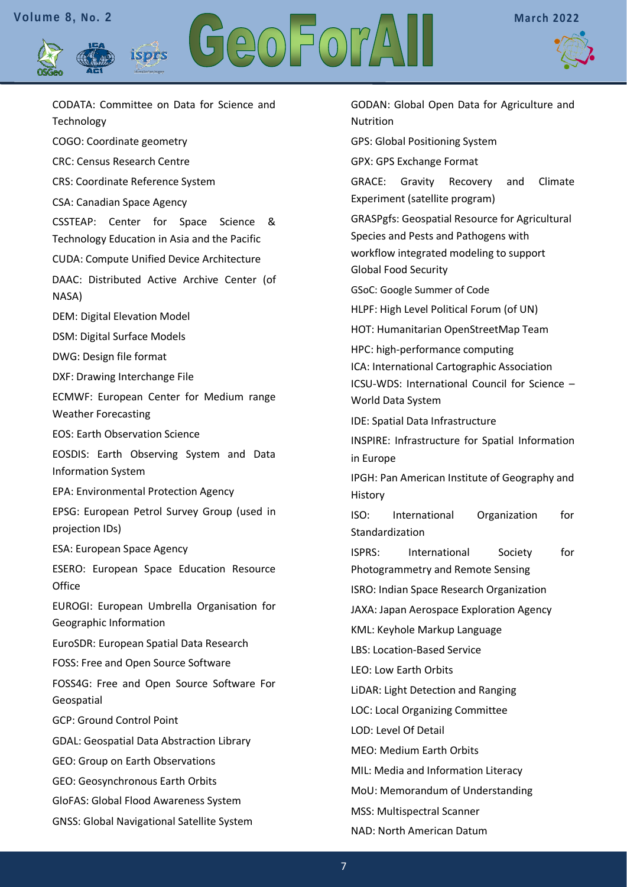CODATA: Committee on Data for Science and Technology

COGO: Coordinate geometry

CRC: Census Research Centre

CRS: Coordinate Reference System

CSA: Canadian Space Agency

CSSTEAP: Center for Space Science & Technology Education in Asia and the Pacific

CUDA: Compute Unified Device Architecture

DAAC: Distributed Active Archive Center (of NASA)

DEM: Digital Elevation Model

DSM: Digital Surface Models

DWG: Design file format

DXF: Drawing Interchange File

ECMWF: European Center for Medium range Weather Forecasting

EOS: Earth Observation Science

EOSDIS: Earth Observing System and Data Information System

EPA: Environmental Protection Agency

EPSG: European Petrol Survey Group (used in projection IDs)

ESA: European Space Agency

ESERO: European Space Education Resource Office

EUROGI: European Umbrella Organisation for Geographic Information

EuroSDR: European Spatial Data Research

FOSS: Free and Open Source Software

FOSS4G: Free and Open Source Software For Geospatial

GCP: Ground Control Point

GDAL: Geospatial Data Abstraction Library

GEO: Group on Earth Observations

GEO: Geosynchronous Earth Orbits

GloFAS: Global Flood Awareness System

GNSS: Global Navigational Satellite System

GODAN: Global Open Data for Agriculture and Nutrition

GPS: Global Positioning System

GPX: GPS Exchange Format

GRACE: Gravity Recovery and Climate Experiment (satellite program)

GRASPgfs: Geospatial Resource for Agricultural Species and Pests and Pathogens with workflow integrated modeling to support Global Food Security

GSoC: Google Summer of Code

HLPF: High Level Political Forum (of UN)

HOT: Humanitarian OpenStreetMap Team

HPC: high-performance computing

ICA: International Cartographic Association

ICSU-WDS: International Council for Science – World Data System

IDE: Spatial Data Infrastructure

INSPIRE: Infrastructure for Spatial Information in Europe

IPGH: Pan American Institute of Geography and History

ISO: International Organization for Standardization

ISPRS: International Society for Photogrammetry and Remote Sensing

ISRO: Indian Space Research Organization

JAXA: Japan Aerospace Exploration Agency

KML: Keyhole Markup Language

LBS: Location-Based Service

LEO: Low Earth Orbits

LiDAR: Light Detection and Ranging

LOC: Local Organizing Committee

LOD: Level Of Detail

MEO: Medium Earth Orbits

MIL: Media and Information Literacy

MoU: Memorandum of Understanding

MSS: Multispectral Scanner

NAD: North American Datum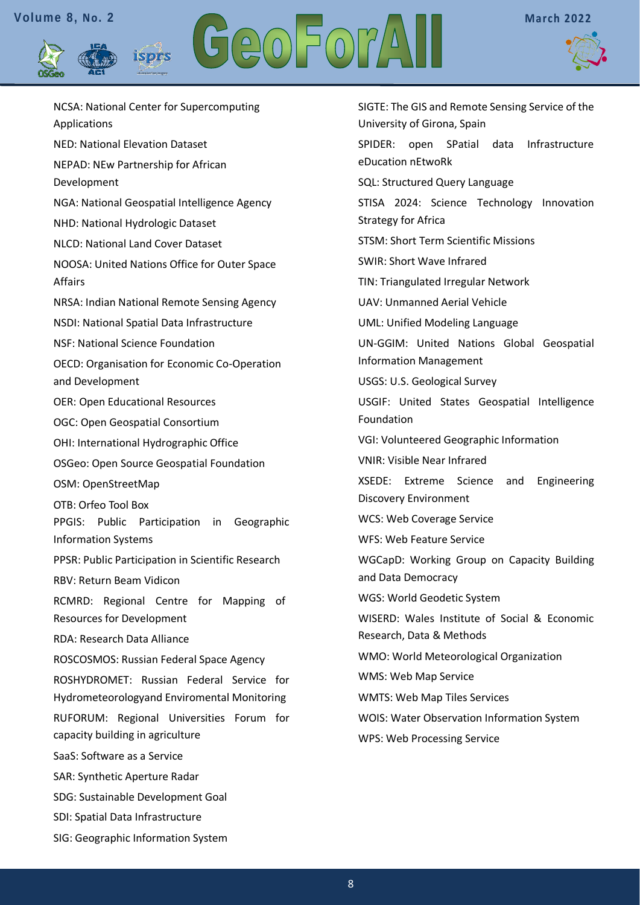NCSA: National Center for Supercomputing Applications

NED: National Elevation Dataset

NEPAD: NEw Partnership for African Development

NGA: National Geospatial Intelligence Agency

NHD: National Hydrologic Dataset

NLCD: National Land Cover Dataset

NOOSA: United Nations Office for Outer Space Affairs

NRSA: Indian National Remote Sensing Agency

NSDI: National Spatial Data Infrastructure

NSF: National Science Foundation

OECD: Organisation for Economic Co-Operation and Development

OER: Open Educational Resources

OGC: Open Geospatial Consortium

OHI: International Hydrographic Office

OSGeo: Open Source Geospatial Foundation

OSM: OpenStreetMap

OTB: Orfeo Tool Box

PPGIS: Public Participation in Geographic Information Systems

PPSR: Public Participation in Scientific Research

RBV: Return Beam Vidicon

RCMRD: Regional Centre for Mapping of Resources for Development

RDA: Research Data Alliance

ROSCOSMOS: Russian Federal Space Agency

ROSHYDROMET: Russian Federal Service for Hydrometeorologyand Enviromental Monitoring

RUFORUM: Regional Universities Forum for capacity building in agriculture

SaaS: Software as a Service

SAR: Synthetic Aperture Radar

SDG: Sustainable Development Goal

SDI: Spatial Data Infrastructure

SIG: Geographic Information System

SIGTE: The GIS and Remote Sensing Service of the University of Girona, Spain

SPIDER: open SPatial data Infrastructure eDucation nEtwoRk

SQL: Structured Query Language

STISA 2024: Science Technology Innovation Strategy for Africa

STSM: Short Term Scientific Missions

SWIR: Short Wave Infrared

TIN: Triangulated Irregular Network

UAV: Unmanned Aerial Vehicle

UML: Unified Modeling Language

UN-GGIM: United Nations Global Geospatial Information Management

USGS: U.S. Geological Survey

USGIF: United States Geospatial Intelligence Foundation

VGI: Volunteered Geographic Information

VNIR: Visible Near Infrared

XSEDE: Extreme Science and Engineering Discovery Environment

WCS: Web Coverage Service

WFS: Web Feature Service

WGCapD: Working Group on Capacity Building and Data Democracy

WGS: World Geodetic System

WISERD: Wales Institute of Social & Economic Research, Data & Methods

WMO: World Meteorological Organization

WMS: Web Map Service

WMTS: Web Map Tiles Services

WOIS: Water Observation Information System

WPS: Web Processing Service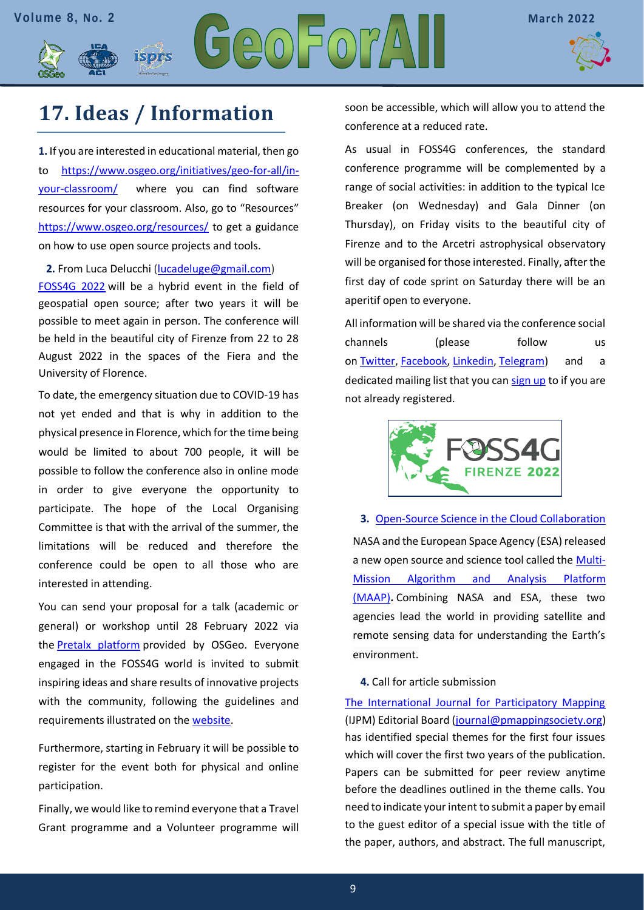# 17. Ideas / Information

**1.** If you are interested in educational material, then go to https://www.osgeo.org/initiatives/geo-for-all/in-your-classroom/ where you can find software resources for your classroom. Also, go to "Resources" https://www.osgeo.org/resources/ to get a guidance on how to use open source projects and tools.

**2.** From Luca Delucchi (lucadeluge@gmail.com)

FOSS4G 2022 will be a hybrid event in the field of geospatial open source; after two years it will be possible to meet again in person. The conference will be held in the beautiful city of Firenze from 22 to 28 August 2022 in the spaces of the Fiera and the University of Florence.

To date, the emergency situation due to COVID-19 has not yet ended and that is why in addition to the physical presence in Florence, which for the time being would be limited to about 700 people, it will be possible to follow the conference also in online mode in order to give everyone the opportunity to participate. The hope of the Local Organising Committee is that with the arrival of the summer, the limitations will be reduced and therefore the conference could be open to all those who are interested in attending.

You can send your proposal for a talk (academic or general) or workshop until 28 February 2022 via the Pretalx platform provided by OSGeo. Everyone engaged in the FOSS4G world is invited to submit inspiring ideas and share results of innovative projects with the community, following the guidelines and requirements illustrated on the website.

Furthermore, starting in February it will be possible to register for the event both for physical and online participation.

Finally, we would like to remind everyone that a Travel Grant programme and a Volunteer programme will soon be accessible, which will allow you to attend the conference at a reduced rate.

As usual in FOSS4G conferences, the standard conference programme will be complemented by a range of social activities: in addition to the typical Ice Breaker (on Wednesday) and Gala Dinner (on Thursday), on Friday visits to the beautiful city of Firenze and to the Arcetri astrophysical observatory will be organised for those interested. Finally, after the first day of code sprint on Saturday there will be an aperitif open to everyone.

All information will be shared via the conference social channels (please follow us on Twitter, Facebook, Linkedin, Telegram) and a dedicated mailing list that you can sign up to if you are not already registered.

FOSS4G FIRENZE 2022

**3.** Open-Source Science in the Cloud Collaboration

NASA and the European Space Agency (ESA) released a new open source and science tool called the Multi-Mission Algorithm and Analysis Platform (MAAP)**.** Combining NASA and ESA, these two agencies lead the world in providing satellite and remote sensing data for understanding the Earth's environment.

**4.** Call for article submission

The International Journal for Participatory Mapping (IJPM) Editorial Board (journal@pmappingsociety.org) has identified special themes for the first four issues which will cover the first two years of the publication. Papers can be submitted for peer review anytime before the deadlines outlined in the theme calls. You need to indicate your intent to submit a paper by email to the guest editor of a special issue with the title of the paper, authors, and abstract. The full manuscript,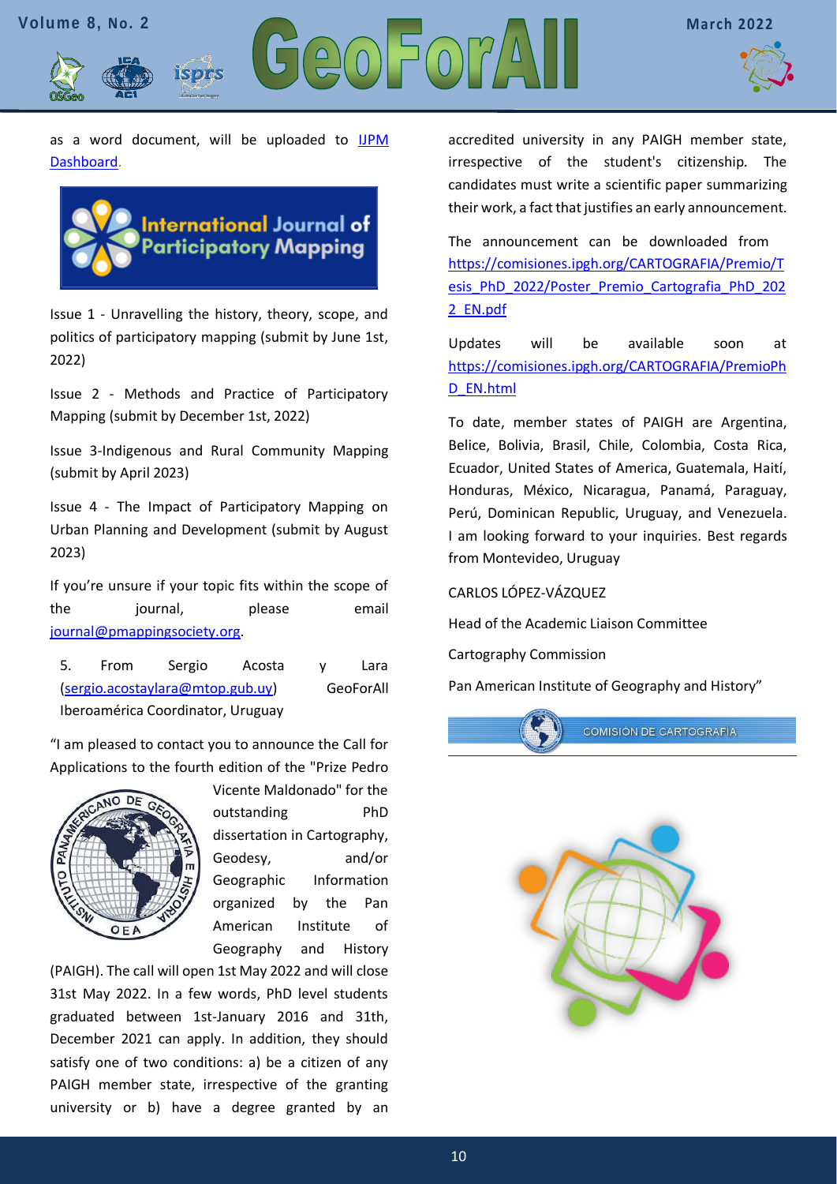as a word document, will be uploaded to IJPM Dashboard.

Issue 1 - Unravelling the history, theory, scope, and politics of participatory mapping (submit by June 1st, 2022)

Issue 2 - Methods and Practice of Participatory Mapping (submit by December 1st, 2022)

Issue 3-Indigenous and Rural Community Mapping (submit by April 2023)

Issue 4 - The Impact of Participatory Mapping on Urban Planning and Development (submit by August 2023)

If you're unsure if your topic fits within the scope of the journal, please email journal@pmappingsociety.org.

5. From Sergio Acosta y Lara (sergio.acostaylara@mtop.gub.uy) GeoForAll Iberoamérica Coordinator, Uruguay

"I am pleased to contact you to announce the Call for Applications to the fourth edition of the "Prize Pedro Vicente Maldonado" for the outstanding PhD dissertation in Cartography, Geodesy, and/or Geographic Information organized by the Pan American Institute of Geography and History (PAIGH). The call will open 1st May 2022 and will close 31st May 2022. In a few words, PhD level students graduated between 1st-January 2016 and 31th, December 2021 can apply. In addition, they should satisfy one of two conditions: a) be a citizen of any PAIGH member state, irrespective of the granting university or b) have a degree granted by an accredited university in any PAIGH member state, irrespective of the student's citizenship. The candidates must write a scientific paper summarizing their work, a fact that justifies an early announcement.

The announcement can be downloaded from https://comisiones.ipgh.org/CARTOGRAFIA/Premio/Tesis_PhD_2022/Poster_Premio_Cartografia_PhD_2022_EN.pdf

Updates will be available soon at https://comisiones.ipgh.org/CARTOGRAFIA/PremioPhD_EN.html

To date, member states of PAIGH are Argentina, Belice, Bolivia, Brasil, Chile, Colombia, Costa Rica, Ecuador, United States of America, Guatemala, Haití, Honduras, México, Nicaragua, Panamá, Paraguay, Perú, Dominican Republic, Uruguay, and Venezuela. I am looking forward to your inquiries. Best regards from Montevideo, Uruguay

CARLOS LÓPEZ-VÁZQUEZ

Head of the Academic Liaison Committee

Cartography Commission

Pan American Institute of Geography and History"